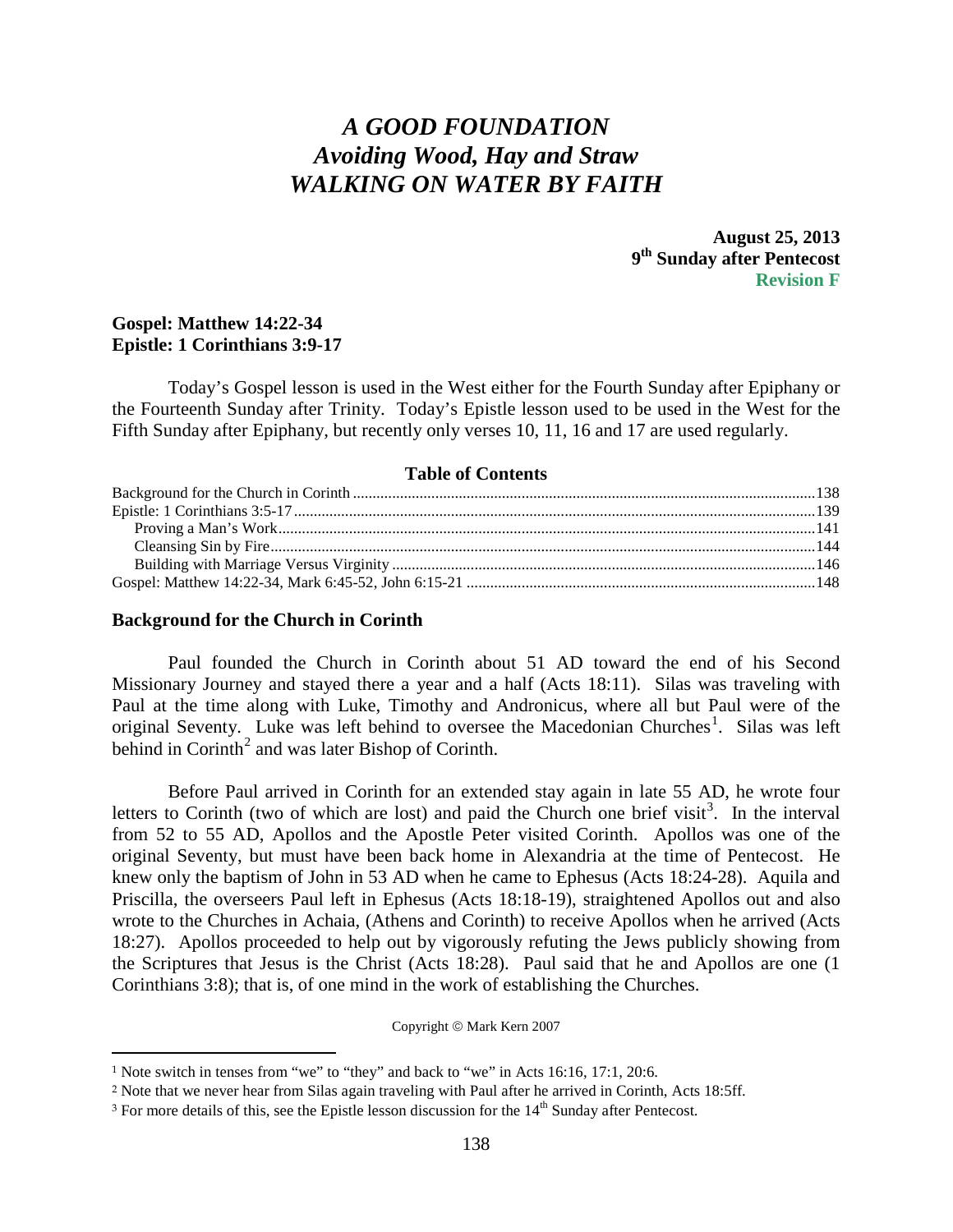# *A GOOD FOUNDATION*
# *Avoiding Wood, Hay and Straw*
# *WALKING ON WATER BY FAITH*

**August 25, 2013**
**9th Sunday after Pentecost**
**Revision F**

**Gospel: Matthew 14:22-34**
**Epistle: 1 Corinthians 3:9-17**

Today's Gospel lesson is used in the West either for the Fourth Sunday after Epiphany or the Fourteenth Sunday after Trinity. Today's Epistle lesson used to be used in the West for the Fifth Sunday after Epiphany, but recently only verses 10, 11, 16 and 17 are used regularly.

**Table of Contents**

| | |
|---|---|
| Background for the Church in Corinth | 138 |
| Epistle: 1 Corinthians 3:5-17 | 139 |
| Proving a Man's Work | 141 |
| Cleansing Sin by Fire | 144 |
| Building with Marriage Versus Virginity | 146 |
| Gospel: Matthew 14:22-34, Mark 6:45-52, John 6:15-21 | 148 |

## Background for the Church in Corinth

Paul founded the Church in Corinth about 51 AD toward the end of his Second Missionary Journey and stayed there a year and a half (Acts 18:11). Silas was traveling with Paul at the time along with Luke, Timothy and Andronicus, where all but Paul were of the original Seventy. Luke was left behind to oversee the Macedonian Churches[1]. Silas was left behind in Corinth[2] and was later Bishop of Corinth.

Before Paul arrived in Corinth for an extended stay again in late 55 AD, he wrote four letters to Corinth (two of which are lost) and paid the Church one brief visit[3]. In the interval from 52 to 55 AD, Apollos and the Apostle Peter visited Corinth. Apollos was one of the original Seventy, but must have been back home in Alexandria at the time of Pentecost. He knew only the baptism of John in 53 AD when he came to Ephesus (Acts 18:24-28). Aquila and Priscilla, the overseers Paul left in Ephesus (Acts 18:18-19), straightened Apollos out and also wrote to the Churches in Achaia, (Athens and Corinth) to receive Apollos when he arrived (Acts 18:27). Apollos proceeded to help out by vigorously refuting the Jews publicly showing from the Scriptures that Jesus is the Christ (Acts 18:28). Paul said that he and Apollos are one (1 Corinthians 3:8); that is, of one mind in the work of establishing the Churches.

Copyright © Mark Kern 2007

---

[1] Note switch in tenses from "we" to "they" and back to "we" in Acts 16:16, 17:1, 20:6.

[2] Note that we never hear from Silas again traveling with Paul after he arrived in Corinth, Acts 18:5ff.

[3] For more details of this, see the Epistle lesson discussion for the 14th Sunday after Pentecost.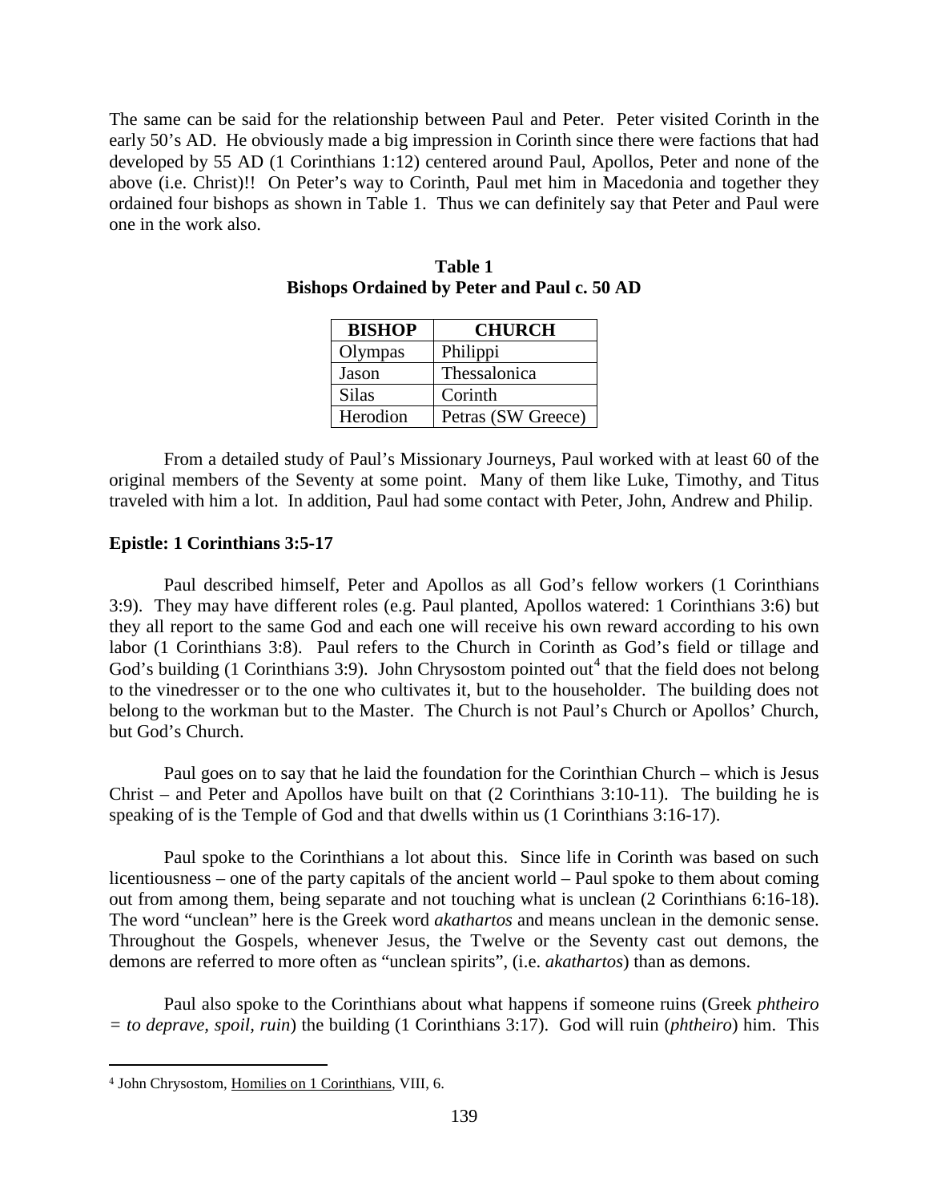The same can be said for the relationship between Paul and Peter. Peter visited Corinth in the early 50's AD. He obviously made a big impression in Corinth since there were factions that had developed by 55 AD (1 Corinthians 1:12) centered around Paul, Apollos, Peter and none of the above (i.e. Christ)!! On Peter's way to Corinth, Paul met him in Macedonia and together they ordained four bishops as shown in Table 1. Thus we can definitely say that Peter and Paul were one in the work also.

**Table 1**
**Bishops Ordained by Peter and Paul c. 50 AD**

| BISHOP | CHURCH |
| --- | --- |
| Olympas | Philippi |
| Jason | Thessalonica |
| Silas | Corinth |
| Herodion | Petras (SW Greece) |

From a detailed study of Paul's Missionary Journeys, Paul worked with at least 60 of the original members of the Seventy at some point. Many of them like Luke, Timothy, and Titus traveled with him a lot. In addition, Paul had some contact with Peter, John, Andrew and Philip.

**Epistle: 1 Corinthians 3:5-17**

Paul described himself, Peter and Apollos as all God's fellow workers (1 Corinthians 3:9). They may have different roles (e.g. Paul planted, Apollos watered: 1 Corinthians 3:6) but they all report to the same God and each one will receive his own reward according to his own labor (1 Corinthians 3:8). Paul refers to the Church in Corinth as God's field or tillage and God's building (1 Corinthians 3:9). John Chrysostom pointed out[4] that the field does not belong to the vinedresser or to the one who cultivates it, but to the householder. The building does not belong to the workman but to the Master. The Church is not Paul's Church or Apollos' Church, but God's Church.

Paul goes on to say that he laid the foundation for the Corinthian Church – which is Jesus Christ – and Peter and Apollos have built on that (2 Corinthians 3:10-11). The building he is speaking of is the Temple of God and that dwells within us (1 Corinthians 3:16-17).

Paul spoke to the Corinthians a lot about this. Since life in Corinth was based on such licentiousness – one of the party capitals of the ancient world – Paul spoke to them about coming out from among them, being separate and not touching what is unclean (2 Corinthians 6:16-18). The word "unclean" here is the Greek word *akathartos* and means unclean in the demonic sense. Throughout the Gospels, whenever Jesus, the Twelve or the Seventy cast out demons, the demons are referred to more often as "unclean spirits", (i.e. *akathartos*) than as demons.

Paul also spoke to the Corinthians about what happens if someone ruins (Greek *phtheiro = to deprave, spoil, ruin*) the building (1 Corinthians 3:17). God will ruin (*phtheiro*) him. This

---

[4] John Chrysostom, Homilies on 1 Corinthians, VIII, 6.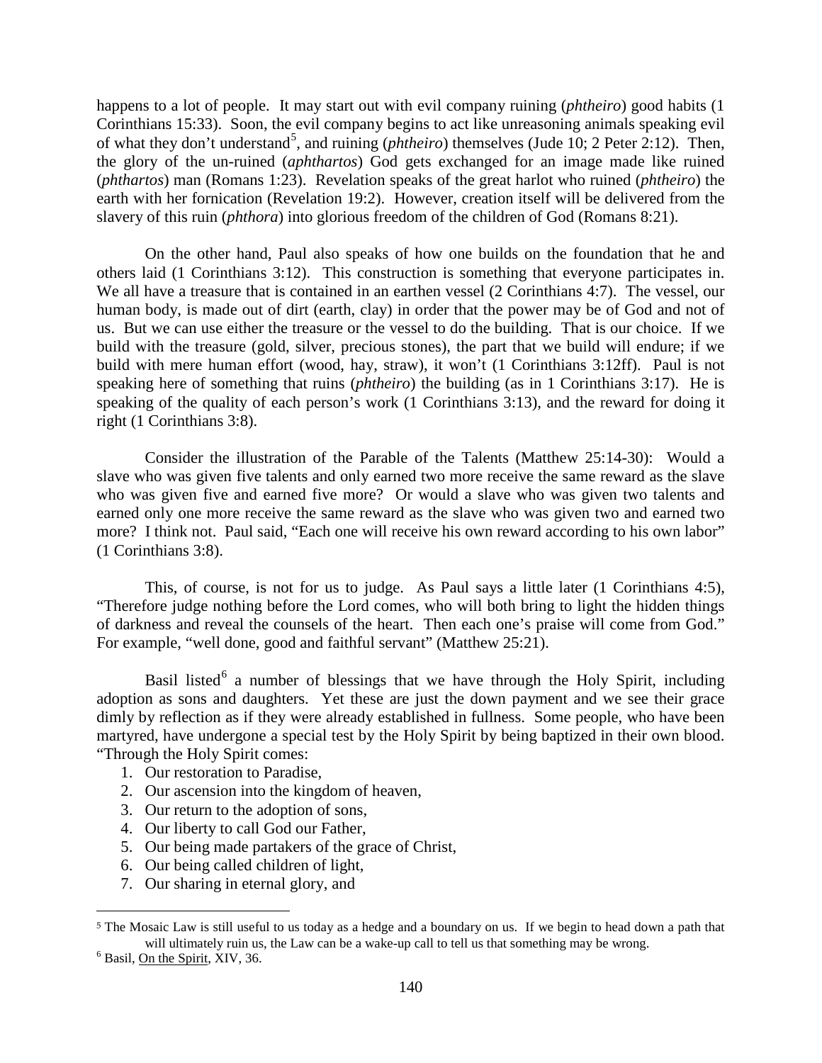happens to a lot of people. It may start out with evil company ruining (*phtheiro*) good habits (1 Corinthians 15:33). Soon, the evil company begins to act like unreasoning animals speaking evil of what they don't understand[5], and ruining (*phtheiro*) themselves (Jude 10; 2 Peter 2:12). Then, the glory of the un-ruined (*aphthartos*) God gets exchanged for an image made like ruined (*phthartos*) man (Romans 1:23). Revelation speaks of the great harlot who ruined (*phtheiro*) the earth with her fornication (Revelation 19:2). However, creation itself will be delivered from the slavery of this ruin (*phthora*) into glorious freedom of the children of God (Romans 8:21).

On the other hand, Paul also speaks of how one builds on the foundation that he and others laid (1 Corinthians 3:12). This construction is something that everyone participates in. We all have a treasure that is contained in an earthen vessel (2 Corinthians 4:7). The vessel, our human body, is made out of dirt (earth, clay) in order that the power may be of God and not of us. But we can use either the treasure or the vessel to do the building. That is our choice. If we build with the treasure (gold, silver, precious stones), the part that we build will endure; if we build with mere human effort (wood, hay, straw), it won't (1 Corinthians 3:12ff). Paul is not speaking here of something that ruins (*phtheiro*) the building (as in 1 Corinthians 3:17). He is speaking of the quality of each person's work (1 Corinthians 3:13), and the reward for doing it right (1 Corinthians 3:8).

Consider the illustration of the Parable of the Talents (Matthew 25:14-30): Would a slave who was given five talents and only earned two more receive the same reward as the slave who was given five and earned five more? Or would a slave who was given two talents and earned only one more receive the same reward as the slave who was given two and earned two more? I think not. Paul said, "Each one will receive his own reward according to his own labor" (1 Corinthians 3:8).

This, of course, is not for us to judge. As Paul says a little later (1 Corinthians 4:5), "Therefore judge nothing before the Lord comes, who will both bring to light the hidden things of darkness and reveal the counsels of the heart. Then each one's praise will come from God." For example, "well done, good and faithful servant" (Matthew 25:21).

Basil listed[6] a number of blessings that we have through the Holy Spirit, including adoption as sons and daughters. Yet these are just the down payment and we see their grace dimly by reflection as if they were already established in fullness. Some people, who have been martyred, have undergone a special test by the Holy Spirit by being baptized in their own blood. "Through the Holy Spirit comes:

1. Our restoration to Paradise,
2. Our ascension into the kingdom of heaven,
3. Our return to the adoption of sons,
4. Our liberty to call God our Father,
5. Our being made partakers of the grace of Christ,
6. Our being called children of light,
7. Our sharing in eternal glory, and

---

[5] The Mosaic Law is still useful to us today as a hedge and a boundary on us. If we begin to head down a path that will ultimately ruin us, the Law can be a wake-up call to tell us that something may be wrong.

[6] Basil, On the Spirit, XIV, 36.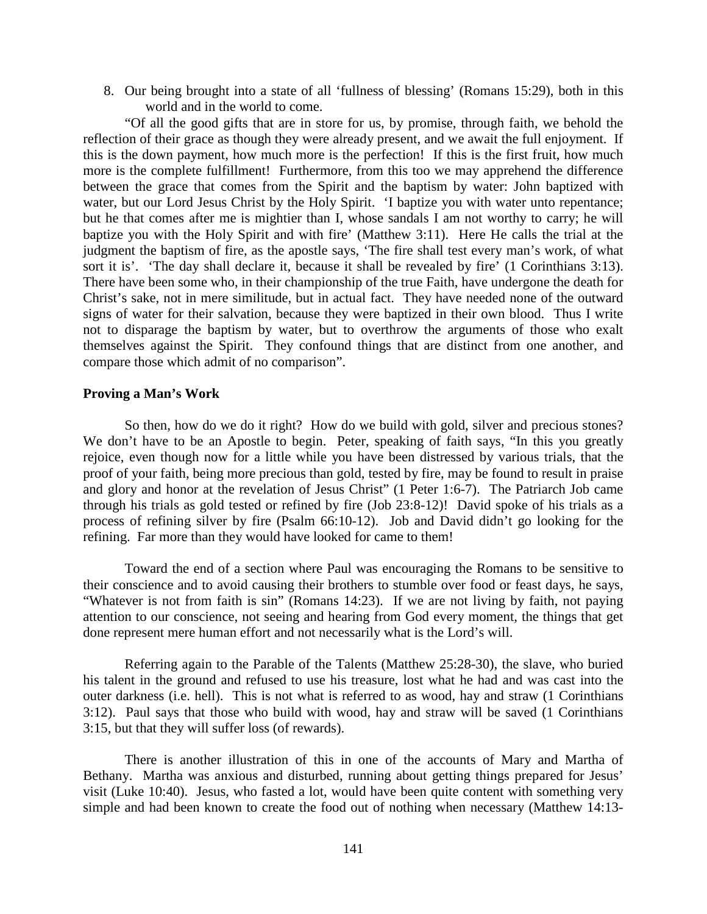8. Our being brought into a state of all 'fullness of blessing' (Romans 15:29), both in this world and in the world to come.

"Of all the good gifts that are in store for us, by promise, through faith, we behold the reflection of their grace as though they were already present, and we await the full enjoyment. If this is the down payment, how much more is the perfection! If this is the first fruit, how much more is the complete fulfillment! Furthermore, from this too we may apprehend the difference between the grace that comes from the Spirit and the baptism by water: John baptized with water, but our Lord Jesus Christ by the Holy Spirit. 'I baptize you with water unto repentance; but he that comes after me is mightier than I, whose sandals I am not worthy to carry; he will baptize you with the Holy Spirit and with fire' (Matthew 3:11). Here He calls the trial at the judgment the baptism of fire, as the apostle says, 'The fire shall test every man's work, of what sort it is'. 'The day shall declare it, because it shall be revealed by fire' (1 Corinthians 3:13). There have been some who, in their championship of the true Faith, have undergone the death for Christ's sake, not in mere similitude, but in actual fact. They have needed none of the outward signs of water for their salvation, because they were baptized in their own blood. Thus I write not to disparage the baptism by water, but to overthrow the arguments of those who exalt themselves against the Spirit. They confound things that are distinct from one another, and compare those which admit of no comparison".

**Proving a Man's Work**

So then, how do we do it right? How do we build with gold, silver and precious stones? We don't have to be an Apostle to begin. Peter, speaking of faith says, "In this you greatly rejoice, even though now for a little while you have been distressed by various trials, that the proof of your faith, being more precious than gold, tested by fire, may be found to result in praise and glory and honor at the revelation of Jesus Christ" (1 Peter 1:6-7). The Patriarch Job came through his trials as gold tested or refined by fire (Job 23:8-12)! David spoke of his trials as a process of refining silver by fire (Psalm 66:10-12). Job and David didn't go looking for the refining. Far more than they would have looked for came to them!

Toward the end of a section where Paul was encouraging the Romans to be sensitive to their conscience and to avoid causing their brothers to stumble over food or feast days, he says, "Whatever is not from faith is sin" (Romans 14:23). If we are not living by faith, not paying attention to our conscience, not seeing and hearing from God every moment, the things that get done represent mere human effort and not necessarily what is the Lord's will.

Referring again to the Parable of the Talents (Matthew 25:28-30), the slave, who buried his talent in the ground and refused to use his treasure, lost what he had and was cast into the outer darkness (i.e. hell). This is not what is referred to as wood, hay and straw (1 Corinthians 3:12). Paul says that those who build with wood, hay and straw will be saved (1 Corinthians 3:15, but that they will suffer loss (of rewards).

There is another illustration of this in one of the accounts of Mary and Martha of Bethany. Martha was anxious and disturbed, running about getting things prepared for Jesus' visit (Luke 10:40). Jesus, who fasted a lot, would have been quite content with something very simple and had been known to create the food out of nothing when necessary (Matthew 14:13-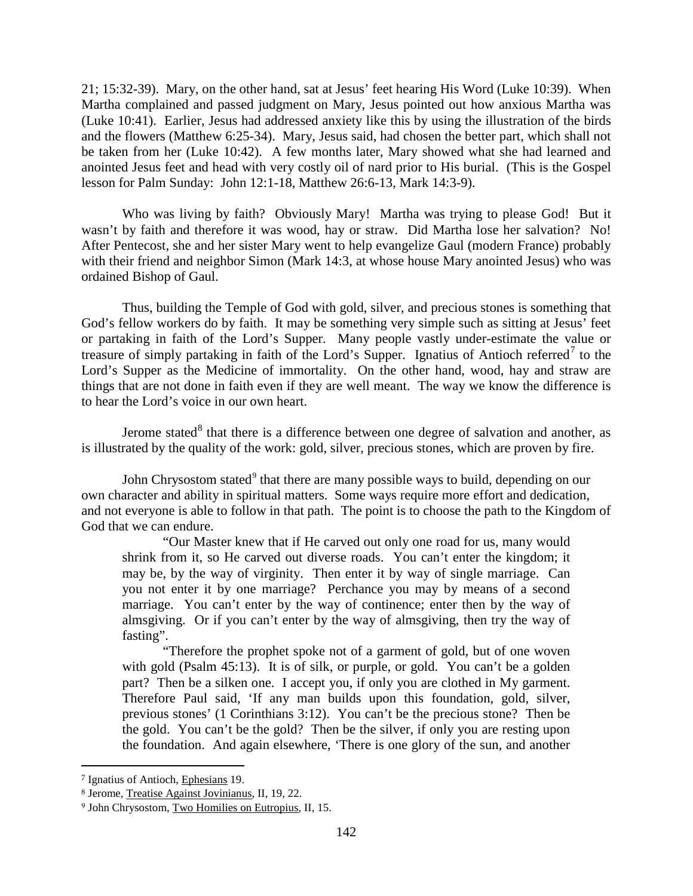21; 15:32-39). Mary, on the other hand, sat at Jesus' feet hearing His Word (Luke 10:39). When Martha complained and passed judgment on Mary, Jesus pointed out how anxious Martha was (Luke 10:41). Earlier, Jesus had addressed anxiety like this by using the illustration of the birds and the flowers (Matthew 6:25-34). Mary, Jesus said, had chosen the better part, which shall not be taken from her (Luke 10:42). A few months later, Mary showed what she had learned and anointed Jesus feet and head with very costly oil of nard prior to His burial. (This is the Gospel lesson for Palm Sunday: John 12:1-18, Matthew 26:6-13, Mark 14:3-9).

Who was living by faith? Obviously Mary! Martha was trying to please God! But it wasn't by faith and therefore it was wood, hay or straw. Did Martha lose her salvation? No! After Pentecost, she and her sister Mary went to help evangelize Gaul (modern France) probably with their friend and neighbor Simon (Mark 14:3, at whose house Mary anointed Jesus) who was ordained Bishop of Gaul.

Thus, building the Temple of God with gold, silver, and precious stones is something that God's fellow workers do by faith. It may be something very simple such as sitting at Jesus' feet or partaking in faith of the Lord's Supper. Many people vastly under-estimate the value or treasure of simply partaking in faith of the Lord's Supper. Ignatius of Antioch referred[7] to the Lord's Supper as the Medicine of immortality. On the other hand, wood, hay and straw are things that are not done in faith even if they are well meant. The way we know the difference is to hear the Lord's voice in our own heart.

Jerome stated[8] that there is a difference between one degree of salvation and another, as is illustrated by the quality of the work: gold, silver, precious stones, which are proven by fire.

John Chrysostom stated[9] that there are many possible ways to build, depending on our own character and ability in spiritual matters. Some ways require more effort and dedication, and not everyone is able to follow in that path. The point is to choose the path to the Kingdom of God that we can endure.

> "Our Master knew that if He carved out only one road for us, many would shrink from it, so He carved out diverse roads. You can't enter the kingdom; it may be, by the way of virginity. Then enter it by way of single marriage. Can you not enter it by one marriage? Perchance you may by means of a second marriage. You can't enter by the way of continence; enter then by the way of almsgiving. Or if you can't enter by the way of almsgiving, then try the way of fasting".
>
> "Therefore the prophet spoke not of a garment of gold, but of one woven with gold (Psalm 45:13). It is of silk, or purple, or gold. You can't be a golden part? Then be a silken one. I accept you, if only you are clothed in My garment. Therefore Paul said, 'If any man builds upon this foundation, gold, silver, previous stones' (1 Corinthians 3:12). You can't be the precious stone? Then be the gold. You can't be the gold? Then be the silver, if only you are resting upon the foundation. And again elsewhere, 'There is one glory of the sun, and another

---

[7] Ignatius of Antioch, Ephesians 19.

[8] Jerome, Treatise Against Jovinianus, II, 19, 22.

[9] John Chrysostom, Two Homilies on Eutropius, II, 15.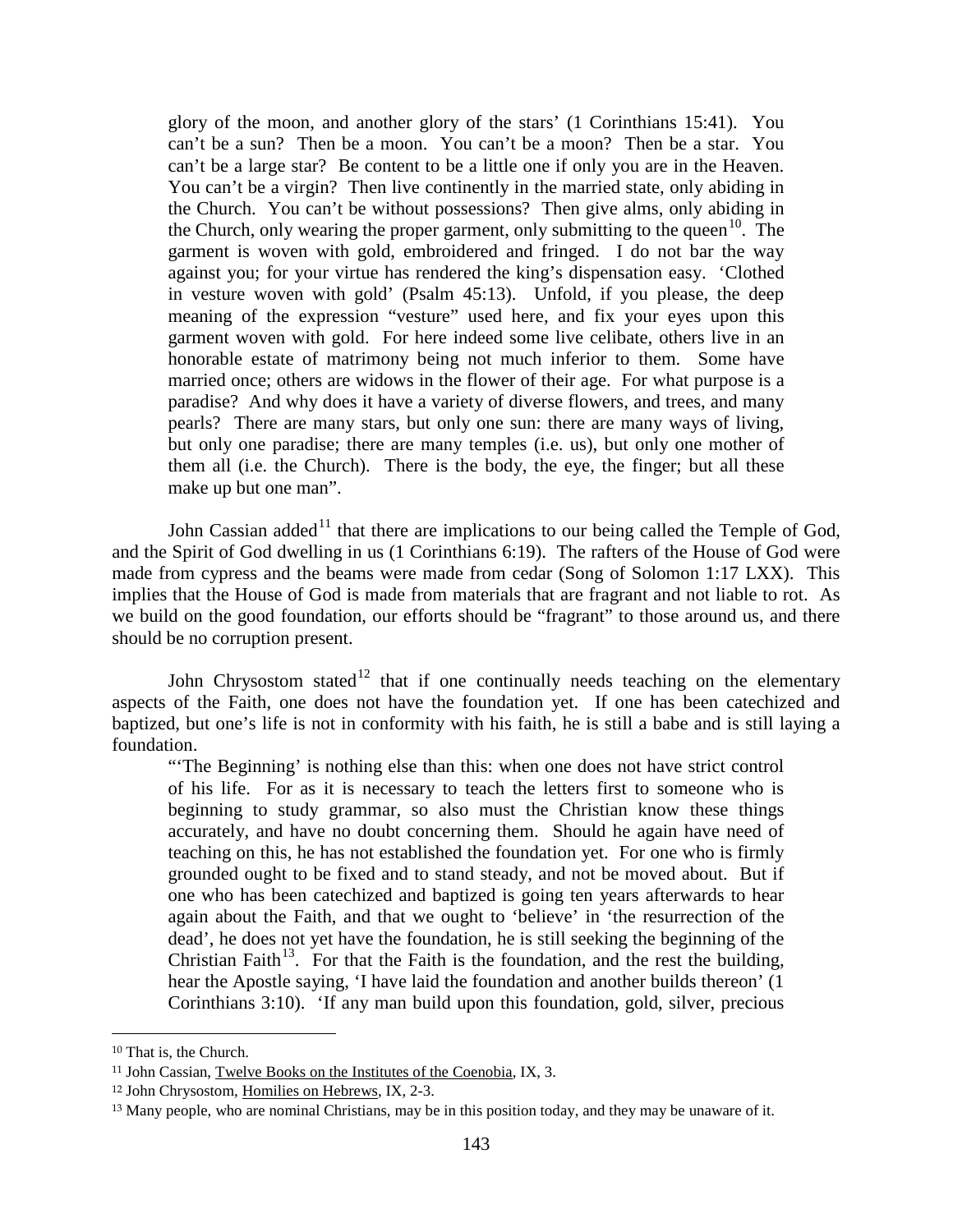> glory of the moon, and another glory of the stars' (1 Corinthians 15:41). You can't be a sun? Then be a moon. You can't be a moon? Then be a star. You can't be a large star? Be content to be a little one if only you are in the Heaven. You can't be a virgin? Then live continently in the married state, only abiding in the Church. You can't be without possessions? Then give alms, only abiding in the Church, only wearing the proper garment, only submitting to the queen[10]. The garment is woven with gold, embroidered and fringed. I do not bar the way against you; for your virtue has rendered the king's dispensation easy. 'Clothed in vesture woven with gold' (Psalm 45:13). Unfold, if you please, the deep meaning of the expression "vesture" used here, and fix your eyes upon this garment woven with gold. For here indeed some live celibate, others live in an honorable estate of matrimony being not much inferior to them. Some have married once; others are widows in the flower of their age. For what purpose is a paradise? And why does it have a variety of diverse flowers, and trees, and many pearls? There are many stars, but only one sun: there are many ways of living, but only one paradise; there are many temples (i.e. us), but only one mother of them all (i.e. the Church). There is the body, the eye, the finger; but all these make up but one man".

John Cassian added[11] that there are implications to our being called the Temple of God, and the Spirit of God dwelling in us (1 Corinthians 6:19). The rafters of the House of God were made from cypress and the beams were made from cedar (Song of Solomon 1:17 LXX). This implies that the House of God is made from materials that are fragrant and not liable to rot. As we build on the good foundation, our efforts should be "fragrant" to those around us, and there should be no corruption present.

John Chrysostom stated[12] that if one continually needs teaching on the elementary aspects of the Faith, one does not have the foundation yet. If one has been catechized and baptized, but one's life is not in conformity with his faith, he is still a babe and is still laying a foundation.

> "'The Beginning' is nothing else than this: when one does not have strict control of his life. For as it is necessary to teach the letters first to someone who is beginning to study grammar, so also must the Christian know these things accurately, and have no doubt concerning them. Should he again have need of teaching on this, he has not established the foundation yet. For one who is firmly grounded ought to be fixed and to stand steady, and not be moved about. But if one who has been catechized and baptized is going ten years afterwards to hear again about the Faith, and that we ought to 'believe' in 'the resurrection of the dead', he does not yet have the foundation, he is still seeking the beginning of the Christian Faith[13]. For that the Faith is the foundation, and the rest the building, hear the Apostle saying, 'I have laid the foundation and another builds thereon' (1 Corinthians 3:10). 'If any man build upon this foundation, gold, silver, precious

---

[10] That is, the Church.

[11] John Cassian, Twelve Books on the Institutes of the Coenobia, IX, 3.

[12] John Chrysostom, Homilies on Hebrews, IX, 2-3.

[13] Many people, who are nominal Christians, may be in this position today, and they may be unaware of it.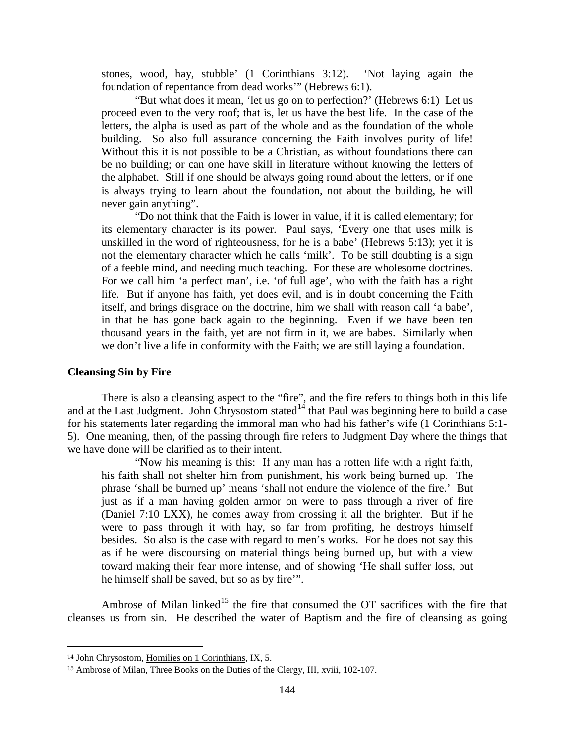stones, wood, hay, stubble' (1 Corinthians 3:12). 'Not laying again the foundation of repentance from dead works'" (Hebrews 6:1).

"But what does it mean, 'let us go on to perfection?' (Hebrews 6:1) Let us proceed even to the very roof; that is, let us have the best life. In the case of the letters, the alpha is used as part of the whole and as the foundation of the whole building. So also full assurance concerning the Faith involves purity of life! Without this it is not possible to be a Christian, as without foundations there can be no building; or can one have skill in literature without knowing the letters of the alphabet. Still if one should be always going round about the letters, or if one is always trying to learn about the foundation, not about the building, he will never gain anything".

"Do not think that the Faith is lower in value, if it is called elementary; for its elementary character is its power. Paul says, 'Every one that uses milk is unskilled in the word of righteousness, for he is a babe' (Hebrews 5:13); yet it is not the elementary character which he calls 'milk'. To be still doubting is a sign of a feeble mind, and needing much teaching. For these are wholesome doctrines. For we call him 'a perfect man', i.e. 'of full age', who with the faith has a right life. But if anyone has faith, yet does evil, and is in doubt concerning the Faith itself, and brings disgrace on the doctrine, him we shall with reason call 'a babe', in that he has gone back again to the beginning. Even if we have been ten thousand years in the faith, yet are not firm in it, we are babes. Similarly when we don't live a life in conformity with the Faith; we are still laying a foundation.

**Cleansing Sin by Fire**

There is also a cleansing aspect to the "fire", and the fire refers to things both in this life and at the Last Judgment. John Chrysostom stated[14] that Paul was beginning here to build a case for his statements later regarding the immoral man who had his father's wife (1 Corinthians 5:1-5). One meaning, then, of the passing through fire refers to Judgment Day where the things that we have done will be clarified as to their intent.

> "Now his meaning is this: If any man has a rotten life with a right faith, his faith shall not shelter him from punishment, his work being burned up. The phrase 'shall be burned up' means 'shall not endure the violence of the fire.' But just as if a man having golden armor on were to pass through a river of fire (Daniel 7:10 LXX), he comes away from crossing it all the brighter. But if he were to pass through it with hay, so far from profiting, he destroys himself besides. So also is the case with regard to men's works. For he does not say this as if he were discoursing on material things being burned up, but with a view toward making their fear more intense, and of showing 'He shall suffer loss, but he himself shall be saved, but so as by fire'".

Ambrose of Milan linked[15] the fire that consumed the OT sacrifices with the fire that cleanses us from sin. He described the water of Baptism and the fire of cleansing as going

---

[14] John Chrysostom, Homilies on 1 Corinthians, IX, 5.

[15] Ambrose of Milan, Three Books on the Duties of the Clergy, III, xviii, 102-107.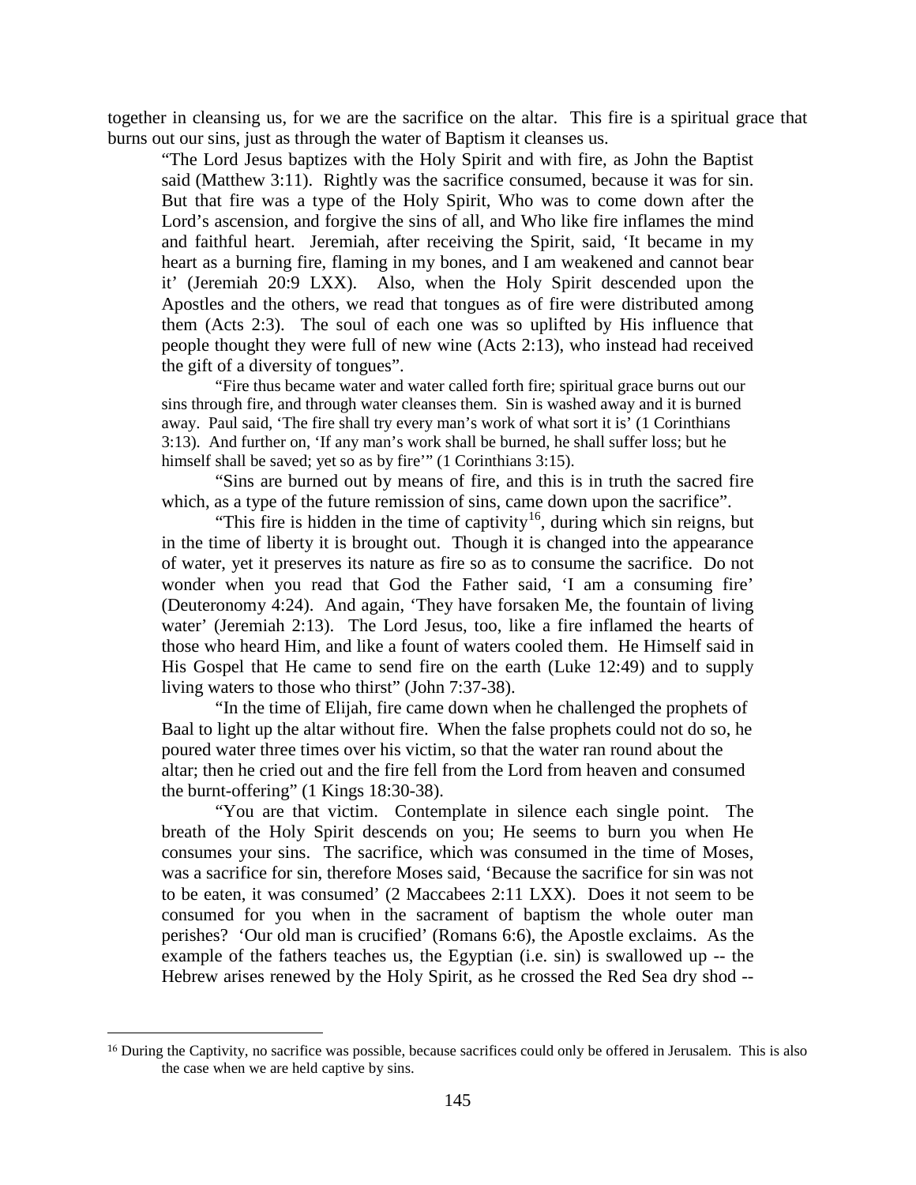together in cleansing us, for we are the sacrifice on the altar. This fire is a spiritual grace that burns out our sins, just as through the water of Baptism it cleanses us.

> "The Lord Jesus baptizes with the Holy Spirit and with fire, as John the Baptist said (Matthew 3:11). Rightly was the sacrifice consumed, because it was for sin. But that fire was a type of the Holy Spirit, Who was to come down after the Lord's ascension, and forgive the sins of all, and Who like fire inflames the mind and faithful heart. Jeremiah, after receiving the Spirit, said, 'It became in my heart as a burning fire, flaming in my bones, and I am weakened and cannot bear it' (Jeremiah 20:9 LXX). Also, when the Holy Spirit descended upon the Apostles and the others, we read that tongues as of fire were distributed among them (Acts 2:3). The soul of each one was so uplifted by His influence that people thought they were full of new wine (Acts 2:13), who instead had received the gift of a diversity of tongues".
>
> "Fire thus became water and water called forth fire; spiritual grace burns out our sins through fire, and through water cleanses them. Sin is washed away and it is burned away. Paul said, 'The fire shall try every man's work of what sort it is' (1 Corinthians 3:13). And further on, 'If any man's work shall be burned, he shall suffer loss; but he himself shall be saved; yet so as by fire'" (1 Corinthians 3:15).
>
> "Sins are burned out by means of fire, and this is in truth the sacred fire which, as a type of the future remission of sins, came down upon the sacrifice".
>
> "This fire is hidden in the time of captivity[16], during which sin reigns, but in the time of liberty it is brought out. Though it is changed into the appearance of water, yet it preserves its nature as fire so as to consume the sacrifice. Do not wonder when you read that God the Father said, 'I am a consuming fire' (Deuteronomy 4:24). And again, 'They have forsaken Me, the fountain of living water' (Jeremiah 2:13). The Lord Jesus, too, like a fire inflamed the hearts of those who heard Him, and like a fount of waters cooled them. He Himself said in His Gospel that He came to send fire on the earth (Luke 12:49) and to supply living waters to those who thirst" (John 7:37-38).
>
> "In the time of Elijah, fire came down when he challenged the prophets of Baal to light up the altar without fire. When the false prophets could not do so, he poured water three times over his victim, so that the water ran round about the altar; then he cried out and the fire fell from the Lord from heaven and consumed the burnt-offering" (1 Kings 18:30-38).
>
> "You are that victim. Contemplate in silence each single point. The breath of the Holy Spirit descends on you; He seems to burn you when He consumes your sins. The sacrifice, which was consumed in the time of Moses, was a sacrifice for sin, therefore Moses said, 'Because the sacrifice for sin was not to be eaten, it was consumed' (2 Maccabees 2:11 LXX). Does it not seem to be consumed for you when in the sacrament of baptism the whole outer man perishes? 'Our old man is crucified' (Romans 6:6), the Apostle exclaims. As the example of the fathers teaches us, the Egyptian (i.e. sin) is swallowed up -- the Hebrew arises renewed by the Holy Spirit, as he crossed the Red Sea dry shod --

---

[16] During the Captivity, no sacrifice was possible, because sacrifices could only be offered in Jerusalem. This is also the case when we are held captive by sins.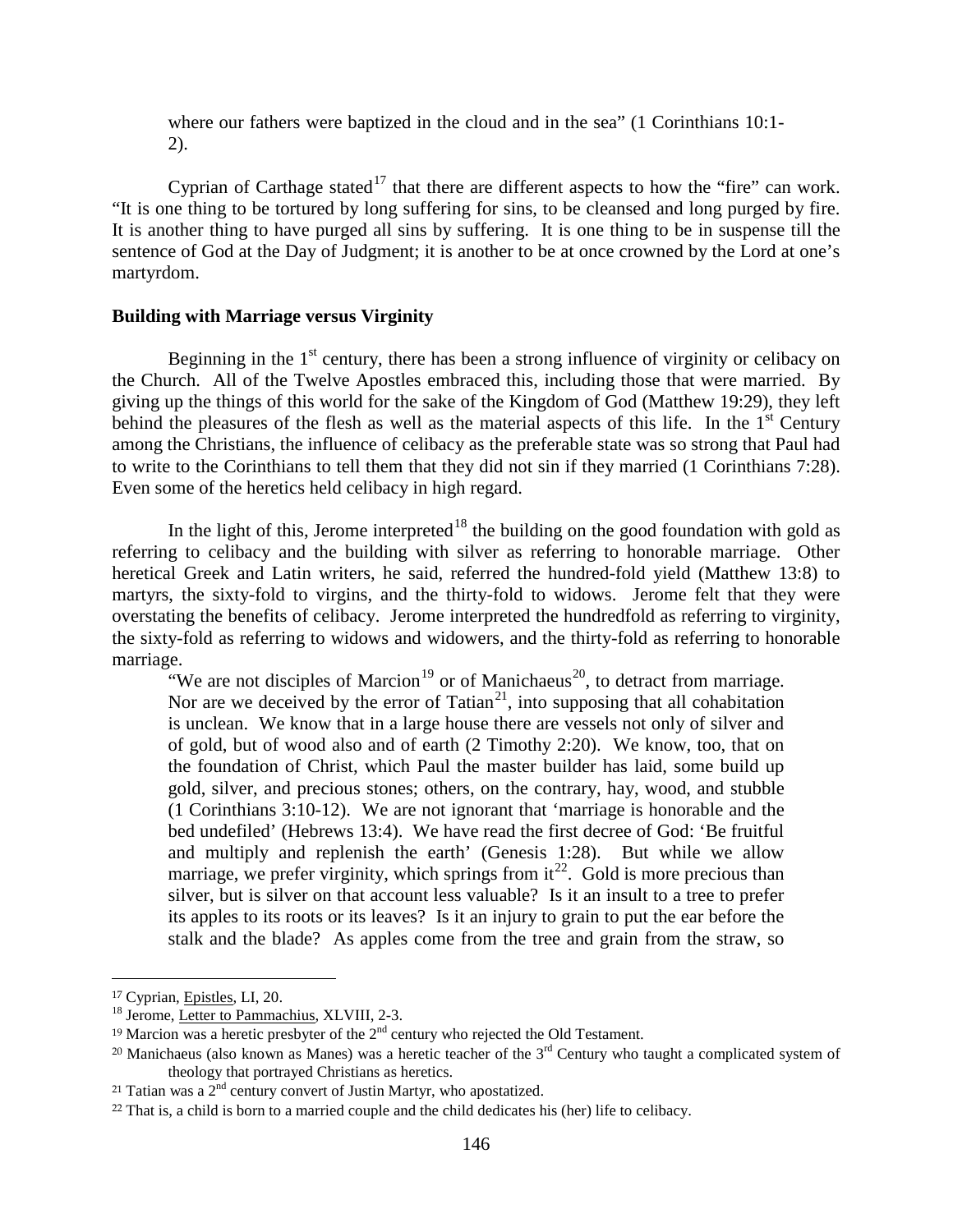> where our fathers were baptized in the cloud and in the sea" (1 Corinthians 10:1-2).

Cyprian of Carthage stated[17] that there are different aspects to how the "fire" can work. "It is one thing to be tortured by long suffering for sins, to be cleansed and long purged by fire. It is another thing to have purged all sins by suffering. It is one thing to be in suspense till the sentence of God at the Day of Judgment; it is another to be at once crowned by the Lord at one's martyrdom.

**Building with Marriage versus Virginity**

Beginning in the 1st century, there has been a strong influence of virginity or celibacy on the Church. All of the Twelve Apostles embraced this, including those that were married. By giving up the things of this world for the sake of the Kingdom of God (Matthew 19:29), they left behind the pleasures of the flesh as well as the material aspects of this life. In the 1st Century among the Christians, the influence of celibacy as the preferable state was so strong that Paul had to write to the Corinthians to tell them that they did not sin if they married (1 Corinthians 7:28). Even some of the heretics held celibacy in high regard.

In the light of this, Jerome interpreted[18] the building on the good foundation with gold as referring to celibacy and the building with silver as referring to honorable marriage. Other heretical Greek and Latin writers, he said, referred the hundred-fold yield (Matthew 13:8) to martyrs, the sixty-fold to virgins, and the thirty-fold to widows. Jerome felt that they were overstating the benefits of celibacy. Jerome interpreted the hundredfold as referring to virginity, the sixty-fold as referring to widows and widowers, and the thirty-fold as referring to honorable marriage.

> "We are not disciples of Marcion[19] or of Manichaeus[20], to detract from marriage. Nor are we deceived by the error of Tatian[21], into supposing that all cohabitation is unclean. We know that in a large house there are vessels not only of silver and of gold, but of wood also and of earth (2 Timothy 2:20). We know, too, that on the foundation of Christ, which Paul the master builder has laid, some build up gold, silver, and precious stones; others, on the contrary, hay, wood, and stubble (1 Corinthians 3:10-12). We are not ignorant that 'marriage is honorable and the bed undefiled' (Hebrews 13:4). We have read the first decree of God: 'Be fruitful and multiply and replenish the earth' (Genesis 1:28). But while we allow marriage, we prefer virginity, which springs from it[22]. Gold is more precious than silver, but is silver on that account less valuable? Is it an insult to a tree to prefer its apples to its roots or its leaves? Is it an injury to grain to put the ear before the stalk and the blade? As apples come from the tree and grain from the straw, so

---

[17] Cyprian, Epistles, LI, 20.

[18] Jerome, Letter to Pammachius, XLVIII, 2-3.

[19] Marcion was a heretic presbyter of the 2nd century who rejected the Old Testament.

[20] Manichaeus (also known as Manes) was a heretic teacher of the 3rd Century who taught a complicated system of theology that portrayed Christians as heretics.

[21] Tatian was a 2nd century convert of Justin Martyr, who apostatized.

[22] That is, a child is born to a married couple and the child dedicates his (her) life to celibacy.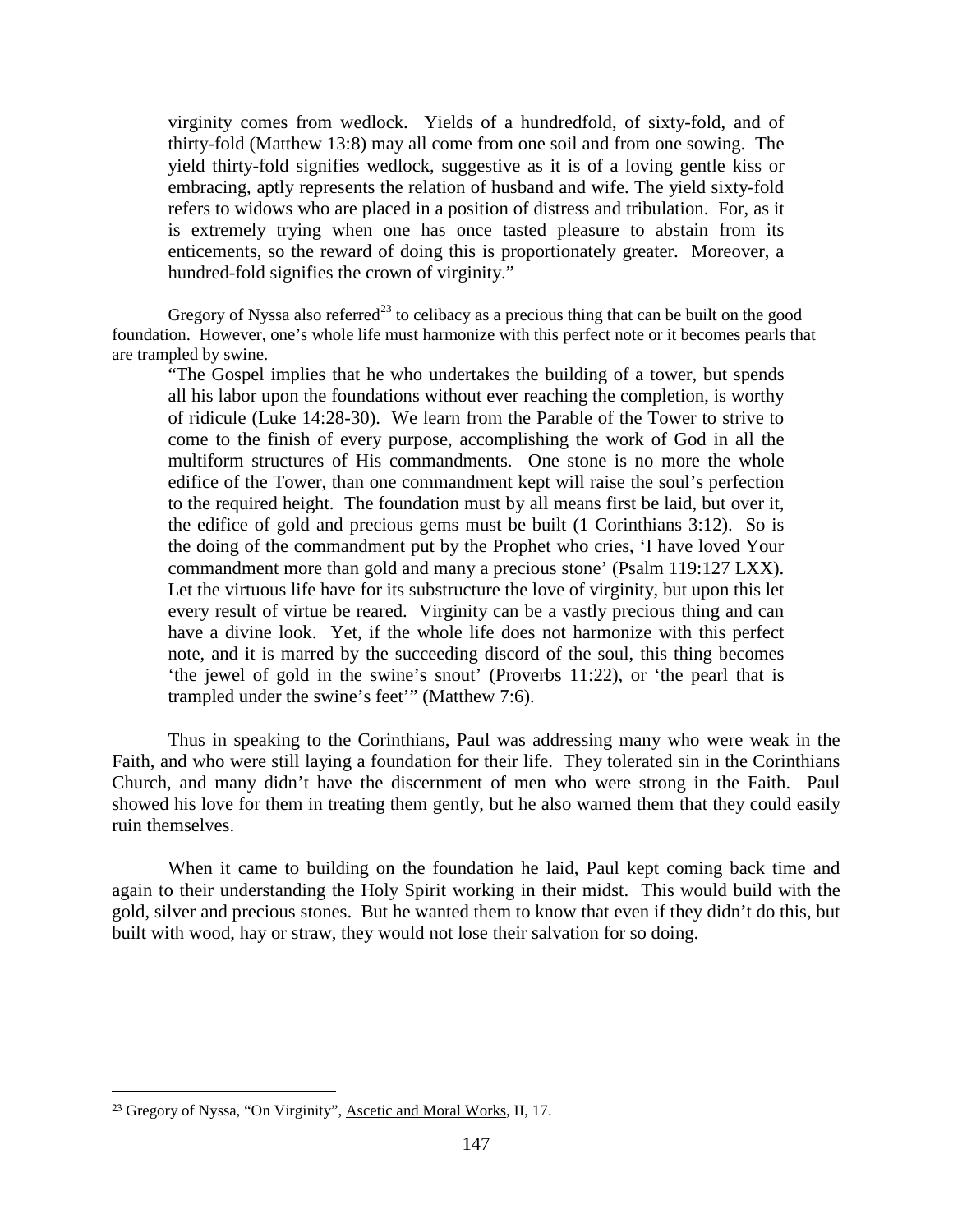> virginity comes from wedlock. Yields of a hundredfold, of sixty-fold, and of thirty-fold (Matthew 13:8) may all come from one soil and from one sowing. The yield thirty-fold signifies wedlock, suggestive as it is of a loving gentle kiss or embracing, aptly represents the relation of husband and wife. The yield sixty-fold refers to widows who are placed in a position of distress and tribulation. For, as it is extremely trying when one has once tasted pleasure to abstain from its enticements, so the reward of doing this is proportionately greater. Moreover, a hundred-fold signifies the crown of virginity."

Gregory of Nyssa also referred[23] to celibacy as a precious thing that can be built on the good foundation. However, one's whole life must harmonize with this perfect note or it becomes pearls that are trampled by swine.

> "The Gospel implies that he who undertakes the building of a tower, but spends all his labor upon the foundations without ever reaching the completion, is worthy of ridicule (Luke 14:28-30). We learn from the Parable of the Tower to strive to come to the finish of every purpose, accomplishing the work of God in all the multiform structures of His commandments. One stone is no more the whole edifice of the Tower, than one commandment kept will raise the soul's perfection to the required height. The foundation must by all means first be laid, but over it, the edifice of gold and precious gems must be built (1 Corinthians 3:12). So is the doing of the commandment put by the Prophet who cries, 'I have loved Your commandment more than gold and many a precious stone' (Psalm 119:127 LXX). Let the virtuous life have for its substructure the love of virginity, but upon this let every result of virtue be reared. Virginity can be a vastly precious thing and can have a divine look. Yet, if the whole life does not harmonize with this perfect note, and it is marred by the succeeding discord of the soul, this thing becomes 'the jewel of gold in the swine's snout' (Proverbs 11:22), or 'the pearl that is trampled under the swine's feet'" (Matthew 7:6).

Thus in speaking to the Corinthians, Paul was addressing many who were weak in the Faith, and who were still laying a foundation for their life. They tolerated sin in the Corinthians Church, and many didn't have the discernment of men who were strong in the Faith. Paul showed his love for them in treating them gently, but he also warned them that they could easily ruin themselves.

When it came to building on the foundation he laid, Paul kept coming back time and again to their understanding the Holy Spirit working in their midst. This would build with the gold, silver and precious stones. But he wanted them to know that even if they didn't do this, but built with wood, hay or straw, they would not lose their salvation for so doing.

[23] Gregory of Nyssa, "On Virginity", Ascetic and Moral Works, II, 17.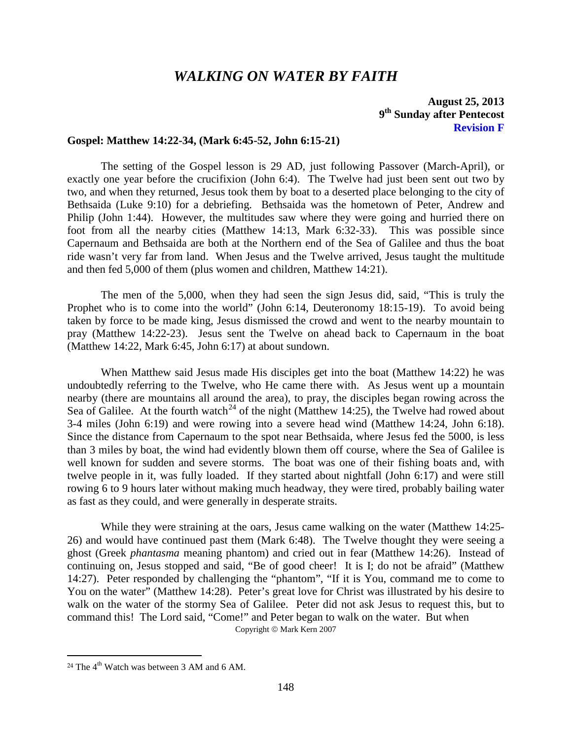# *WALKING ON WATER BY FAITH*

**August 25, 2013**
**9th Sunday after Pentecost**
**Revision F**

**Gospel: Matthew 14:22-34, (Mark 6:45-52, John 6:15-21)**

The setting of the Gospel lesson is 29 AD, just following Passover (March-April), or exactly one year before the crucifixion (John 6:4). The Twelve had just been sent out two by two, and when they returned, Jesus took them by boat to a deserted place belonging to the city of Bethsaida (Luke 9:10) for a debriefing. Bethsaida was the hometown of Peter, Andrew and Philip (John 1:44). However, the multitudes saw where they were going and hurried there on foot from all the nearby cities (Matthew 14:13, Mark 6:32-33). This was possible since Capernaum and Bethsaida are both at the Northern end of the Sea of Galilee and thus the boat ride wasn't very far from land. When Jesus and the Twelve arrived, Jesus taught the multitude and then fed 5,000 of them (plus women and children, Matthew 14:21).

The men of the 5,000, when they had seen the sign Jesus did, said, "This is truly the Prophet who is to come into the world" (John 6:14, Deuteronomy 18:15-19). To avoid being taken by force to be made king, Jesus dismissed the crowd and went to the nearby mountain to pray (Matthew 14:22-23). Jesus sent the Twelve on ahead back to Capernaum in the boat (Matthew 14:22, Mark 6:45, John 6:17) at about sundown.

When Matthew said Jesus made His disciples get into the boat (Matthew 14:22) he was undoubtedly referring to the Twelve, who He came there with. As Jesus went up a mountain nearby (there are mountains all around the area), to pray, the disciples began rowing across the Sea of Galilee. At the fourth watch[24] of the night (Matthew 14:25), the Twelve had rowed about 3-4 miles (John 6:19) and were rowing into a severe head wind (Matthew 14:24, John 6:18). Since the distance from Capernaum to the spot near Bethsaida, where Jesus fed the 5000, is less than 3 miles by boat, the wind had evidently blown them off course, where the Sea of Galilee is well known for sudden and severe storms. The boat was one of their fishing boats and, with twelve people in it, was fully loaded. If they started about nightfall (John 6:17) and were still rowing 6 to 9 hours later without making much headway, they were tired, probably bailing water as fast as they could, and were generally in desperate straits.

While they were straining at the oars, Jesus came walking on the water (Matthew 14:25-26) and would have continued past them (Mark 6:48). The Twelve thought they were seeing a ghost (Greek *phantasma* meaning phantom) and cried out in fear (Matthew 14:26). Instead of continuing on, Jesus stopped and said, "Be of good cheer! It is I; do not be afraid" (Matthew 14:27). Peter responded by challenging the "phantom", "If it is You, command me to come to You on the water" (Matthew 14:28). Peter's great love for Christ was illustrated by his desire to walk on the water of the stormy Sea of Galilee. Peter did not ask Jesus to request this, but to command this! The Lord said, "Come!" and Peter began to walk on the water. But when

Copyright © Mark Kern 2007

[24] The 4th Watch was between 3 AM and 6 AM.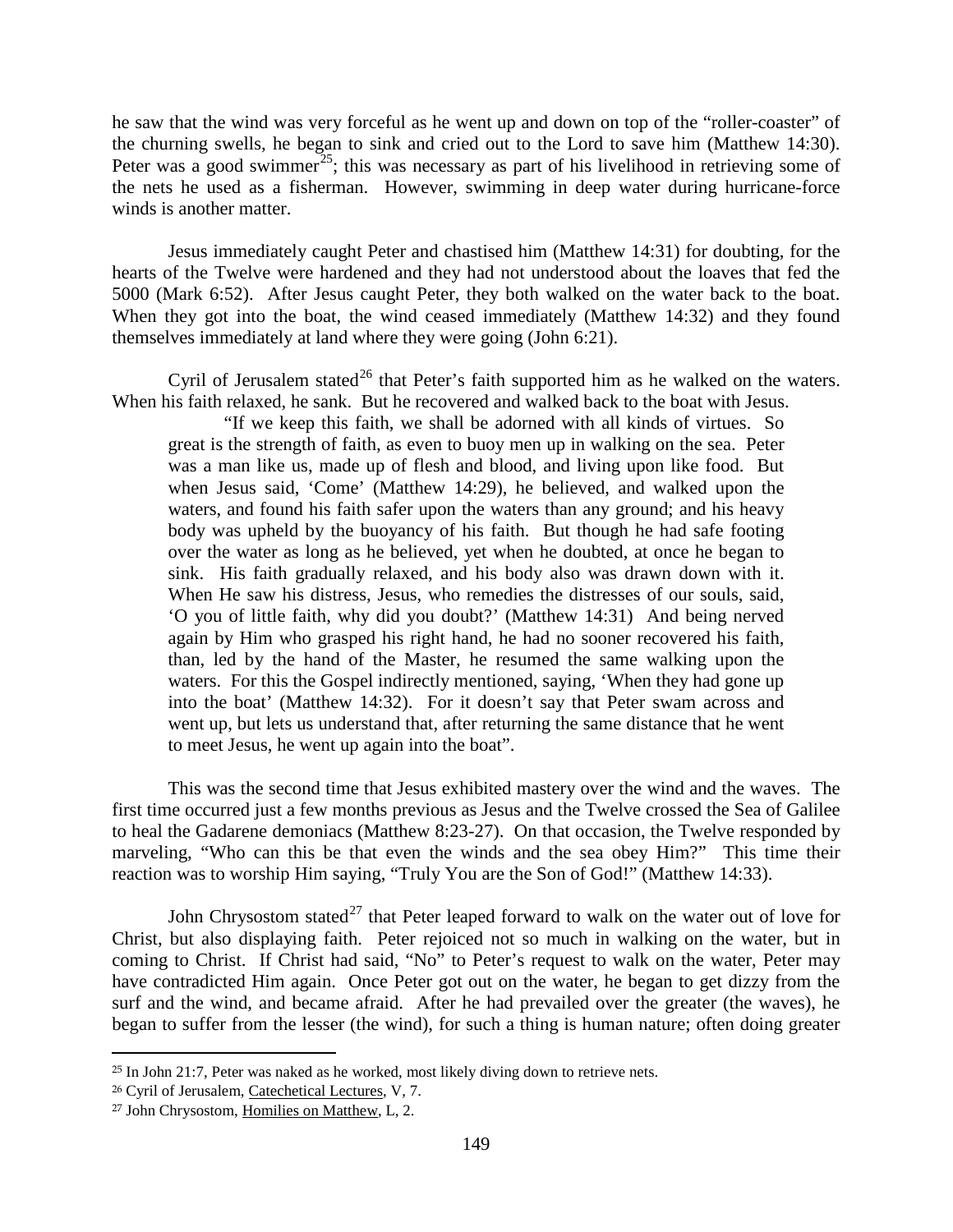he saw that the wind was very forceful as he went up and down on top of the "roller-coaster" of the churning swells, he began to sink and cried out to the Lord to save him (Matthew 14:30). Peter was a good swimmer[25]; this was necessary as part of his livelihood in retrieving some of the nets he used as a fisherman. However, swimming in deep water during hurricane-force winds is another matter.

Jesus immediately caught Peter and chastised him (Matthew 14:31) for doubting, for the hearts of the Twelve were hardened and they had not understood about the loaves that fed the 5000 (Mark 6:52). After Jesus caught Peter, they both walked on the water back to the boat. When they got into the boat, the wind ceased immediately (Matthew 14:32) and they found themselves immediately at land where they were going (John 6:21).

Cyril of Jerusalem stated[26] that Peter's faith supported him as he walked on the waters. When his faith relaxed, he sank. But he recovered and walked back to the boat with Jesus.

> "If we keep this faith, we shall be adorned with all kinds of virtues. So great is the strength of faith, as even to buoy men up in walking on the sea. Peter was a man like us, made up of flesh and blood, and living upon like food. But when Jesus said, 'Come' (Matthew 14:29), he believed, and walked upon the waters, and found his faith safer upon the waters than any ground; and his heavy body was upheld by the buoyancy of his faith. But though he had safe footing over the water as long as he believed, yet when he doubted, at once he began to sink. His faith gradually relaxed, and his body also was drawn down with it. When He saw his distress, Jesus, who remedies the distresses of our souls, said, 'O you of little faith, why did you doubt?' (Matthew 14:31) And being nerved again by Him who grasped his right hand, he had no sooner recovered his faith, than, led by the hand of the Master, he resumed the same walking upon the waters. For this the Gospel indirectly mentioned, saying, 'When they had gone up into the boat' (Matthew 14:32). For it doesn't say that Peter swam across and went up, but lets us understand that, after returning the same distance that he went to meet Jesus, he went up again into the boat".

This was the second time that Jesus exhibited mastery over the wind and the waves. The first time occurred just a few months previous as Jesus and the Twelve crossed the Sea of Galilee to heal the Gadarene demoniacs (Matthew 8:23-27). On that occasion, the Twelve responded by marveling, "Who can this be that even the winds and the sea obey Him?" This time their reaction was to worship Him saying, "Truly You are the Son of God!" (Matthew 14:33).

John Chrysostom stated[27] that Peter leaped forward to walk on the water out of love for Christ, but also displaying faith. Peter rejoiced not so much in walking on the water, but in coming to Christ. If Christ had said, "No" to Peter's request to walk on the water, Peter may have contradicted Him again. Once Peter got out on the water, he began to get dizzy from the surf and the wind, and became afraid. After he had prevailed over the greater (the waves), he began to suffer from the lesser (the wind), for such a thing is human nature; often doing greater

---

[25] In John 21:7, Peter was naked as he worked, most likely diving down to retrieve nets.

[26] Cyril of Jerusalem, Catechetical Lectures, V, 7.

[27] John Chrysostom, Homilies on Matthew, L, 2.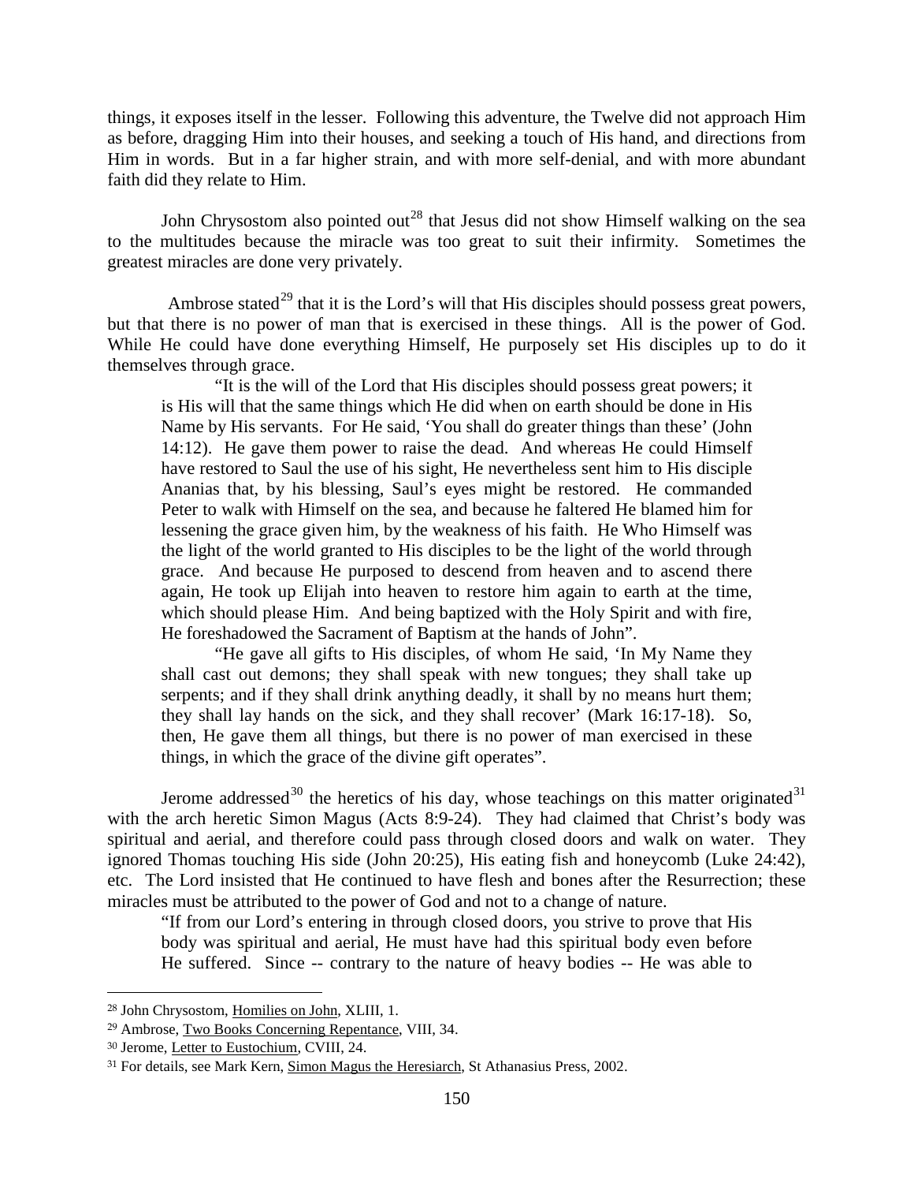things, it exposes itself in the lesser. Following this adventure, the Twelve did not approach Him as before, dragging Him into their houses, and seeking a touch of His hand, and directions from Him in words. But in a far higher strain, and with more self-denial, and with more abundant faith did they relate to Him.

John Chrysostom also pointed out[28] that Jesus did not show Himself walking on the sea to the multitudes because the miracle was too great to suit their infirmity. Sometimes the greatest miracles are done very privately.

Ambrose stated[29] that it is the Lord's will that His disciples should possess great powers, but that there is no power of man that is exercised in these things. All is the power of God. While He could have done everything Himself, He purposely set His disciples up to do it themselves through grace.

> "It is the will of the Lord that His disciples should possess great powers; it is His will that the same things which He did when on earth should be done in His Name by His servants. For He said, 'You shall do greater things than these' (John 14:12). He gave them power to raise the dead. And whereas He could Himself have restored to Saul the use of his sight, He nevertheless sent him to His disciple Ananias that, by his blessing, Saul's eyes might be restored. He commanded Peter to walk with Himself on the sea, and because he faltered He blamed him for lessening the grace given him, by the weakness of his faith. He Who Himself was the light of the world granted to His disciples to be the light of the world through grace. And because He purposed to descend from heaven and to ascend there again, He took up Elijah into heaven to restore him again to earth at the time, which should please Him. And being baptized with the Holy Spirit and with fire, He foreshadowed the Sacrament of Baptism at the hands of John".
>
> "He gave all gifts to His disciples, of whom He said, 'In My Name they shall cast out demons; they shall speak with new tongues; they shall take up serpents; and if they shall drink anything deadly, it shall by no means hurt them; they shall lay hands on the sick, and they shall recover' (Mark 16:17-18). So, then, He gave them all things, but there is no power of man exercised in these things, in which the grace of the divine gift operates".

Jerome addressed[30] the heretics of his day, whose teachings on this matter originated[31] with the arch heretic Simon Magus (Acts 8:9-24). They had claimed that Christ's body was spiritual and aerial, and therefore could pass through closed doors and walk on water. They ignored Thomas touching His side (John 20:25), His eating fish and honeycomb (Luke 24:42), etc. The Lord insisted that He continued to have flesh and bones after the Resurrection; these miracles must be attributed to the power of God and not to a change of nature.

> "If from our Lord's entering in through closed doors, you strive to prove that His body was spiritual and aerial, He must have had this spiritual body even before He suffered. Since -- contrary to the nature of heavy bodies -- He was able to

---

[28] John Chrysostom, Homilies on John, XLIII, 1.

[29] Ambrose, Two Books Concerning Repentance, VIII, 34.

[30] Jerome, Letter to Eustochium, CVIII, 24.

[31] For details, see Mark Kern, Simon Magus the Heresiarch, St Athanasius Press, 2002.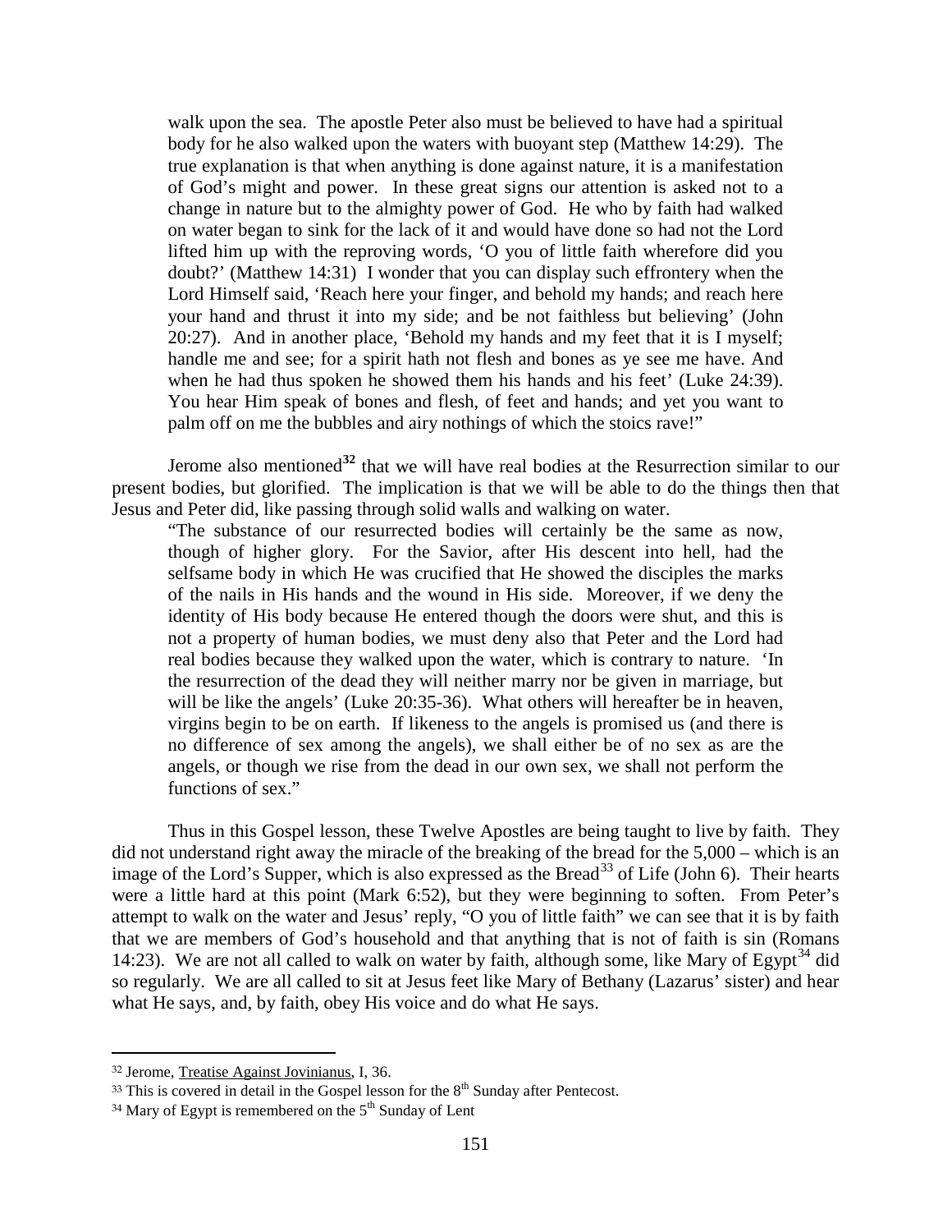walk upon the sea. The apostle Peter also must be believed to have had a spiritual body for he also walked upon the waters with buoyant step (Matthew 14:29). The true explanation is that when anything is done against nature, it is a manifestation of God's might and power. In these great signs our attention is asked not to a change in nature but to the almighty power of God. He who by faith had walked on water began to sink for the lack of it and would have done so had not the Lord lifted him up with the reproving words, 'O you of little faith wherefore did you doubt?' (Matthew 14:31) I wonder that you can display such effrontery when the Lord Himself said, 'Reach here your finger, and behold my hands; and reach here your hand and thrust it into my side; and be not faithless but believing' (John 20:27). And in another place, 'Behold my hands and my feet that it is I myself; handle me and see; for a spirit hath not flesh and bones as ye see me have. And when he had thus spoken he showed them his hands and his feet' (Luke 24:39). You hear Him speak of bones and flesh, of feet and hands; and yet you want to palm off on me the bubbles and airy nothings of which the stoics rave!"

Jerome also mentioned[32] that we will have real bodies at the Resurrection similar to our present bodies, but glorified. The implication is that we will be able to do the things then that Jesus and Peter did, like passing through solid walls and walking on water.

> "The substance of our resurrected bodies will certainly be the same as now, though of higher glory. For the Savior, after His descent into hell, had the selfsame body in which He was crucified that He showed the disciples the marks of the nails in His hands and the wound in His side. Moreover, if we deny the identity of His body because He entered though the doors were shut, and this is not a property of human bodies, we must deny also that Peter and the Lord had real bodies because they walked upon the water, which is contrary to nature. 'In the resurrection of the dead they will neither marry nor be given in marriage, but will be like the angels' (Luke 20:35-36). What others will hereafter be in heaven, virgins begin to be on earth. If likeness to the angels is promised us (and there is no difference of sex among the angels), we shall either be of no sex as are the angels, or though we rise from the dead in our own sex, we shall not perform the functions of sex."

Thus in this Gospel lesson, these Twelve Apostles are being taught to live by faith. They did not understand right away the miracle of the breaking of the bread for the 5,000 – which is an image of the Lord's Supper, which is also expressed as the Bread[33] of Life (John 6). Their hearts were a little hard at this point (Mark 6:52), but they were beginning to soften. From Peter's attempt to walk on the water and Jesus' reply, "O you of little faith" we can see that it is by faith that we are members of God's household and that anything that is not of faith is sin (Romans 14:23). We are not all called to walk on water by faith, although some, like Mary of Egypt[34] did so regularly. We are all called to sit at Jesus feet like Mary of Bethany (Lazarus' sister) and hear what He says, and, by faith, obey His voice and do what He says.

---

[32] Jerome, Treatise Against Jovinianus, I, 36.

[33] This is covered in detail in the Gospel lesson for the 8th Sunday after Pentecost.

[34] Mary of Egypt is remembered on the 5th Sunday of Lent